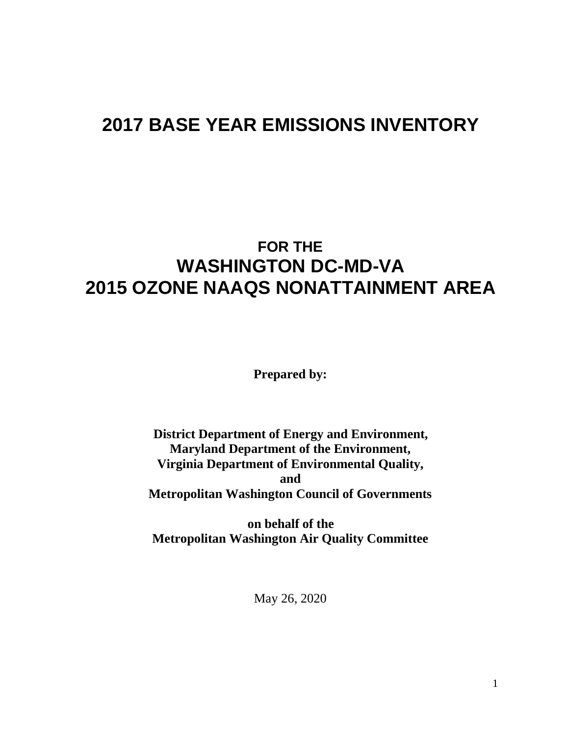# 2017 BASE YEAR EMISSIONS INVENTORY

## FOR THE
## WASHINGTON DC-MD-VA
## 2015 OZONE NAAQS NONATTAINMENT AREA

**Prepared by:**

**District Department of Energy and Environment,**
**Maryland Department of the Environment,**
**Virginia Department of Environmental Quality,**
**and**
**Metropolitan Washington Council of Governments**

**on behalf of the**
**Metropolitan Washington Air Quality Committee**

May 26, 2020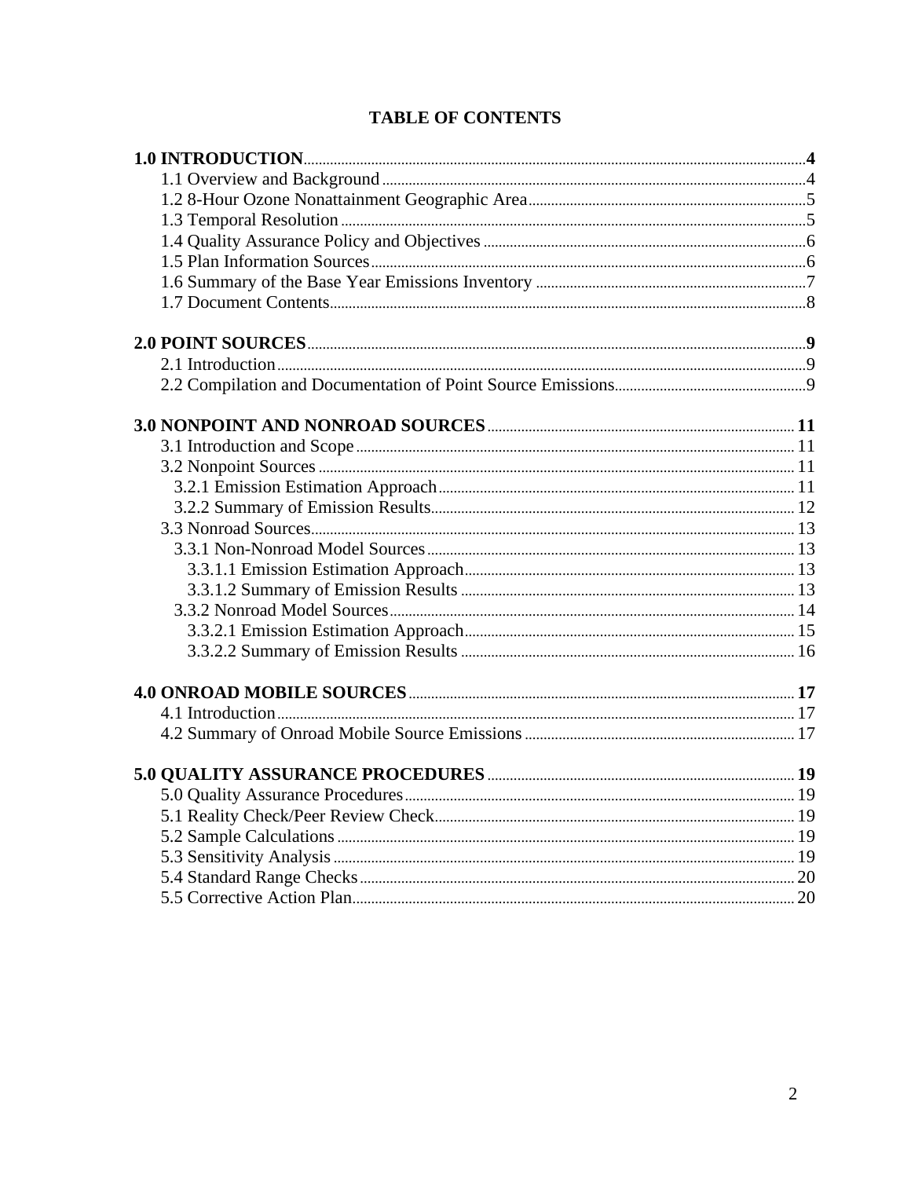# TABLE OF CONTENTS

**1.0 INTRODUCTION** .......... **4**
- 1.1 Overview and Background .......... 4
- 1.2 8-Hour Ozone Nonattainment Geographic Area .......... 5
- 1.3 Temporal Resolution .......... 5
- 1.4 Quality Assurance Policy and Objectives .......... 6
- 1.5 Plan Information Sources .......... 6
- 1.6 Summary of the Base Year Emissions Inventory .......... 7
- 1.7 Document Contents .......... 8

**2.0 POINT SOURCES** .......... **9**
- 2.1 Introduction .......... 9
- 2.2 Compilation and Documentation of Point Source Emissions .......... 9

**3.0 NONPOINT AND NONROAD SOURCES** .......... **11**
- 3.1 Introduction and Scope .......... 11
- 3.2 Nonpoint Sources .......... 11
  - 3.2.1 Emission Estimation Approach .......... 11
  - 3.2.2 Summary of Emission Results .......... 12
- 3.3 Nonroad Sources .......... 13
  - 3.3.1 Non-Nonroad Model Sources .......... 13
    - 3.3.1.1 Emission Estimation Approach .......... 13
    - 3.3.1.2 Summary of Emission Results .......... 13
  - 3.3.2 Nonroad Model Sources .......... 14
    - 3.3.2.1 Emission Estimation Approach .......... 15
    - 3.3.2.2 Summary of Emission Results .......... 16

**4.0 ONROAD MOBILE SOURCES** .......... **17**
- 4.1 Introduction .......... 17
- 4.2 Summary of Onroad Mobile Source Emissions .......... 17

**5.0 QUALITY ASSURANCE PROCEDURES** .......... **19**
- 5.0 Quality Assurance Procedures .......... 19
- 5.1 Reality Check/Peer Review Check .......... 19
- 5.2 Sample Calculations .......... 19
- 5.3 Sensitivity Analysis .......... 19
- 5.4 Standard Range Checks .......... 20
- 5.5 Corrective Action Plan .......... 20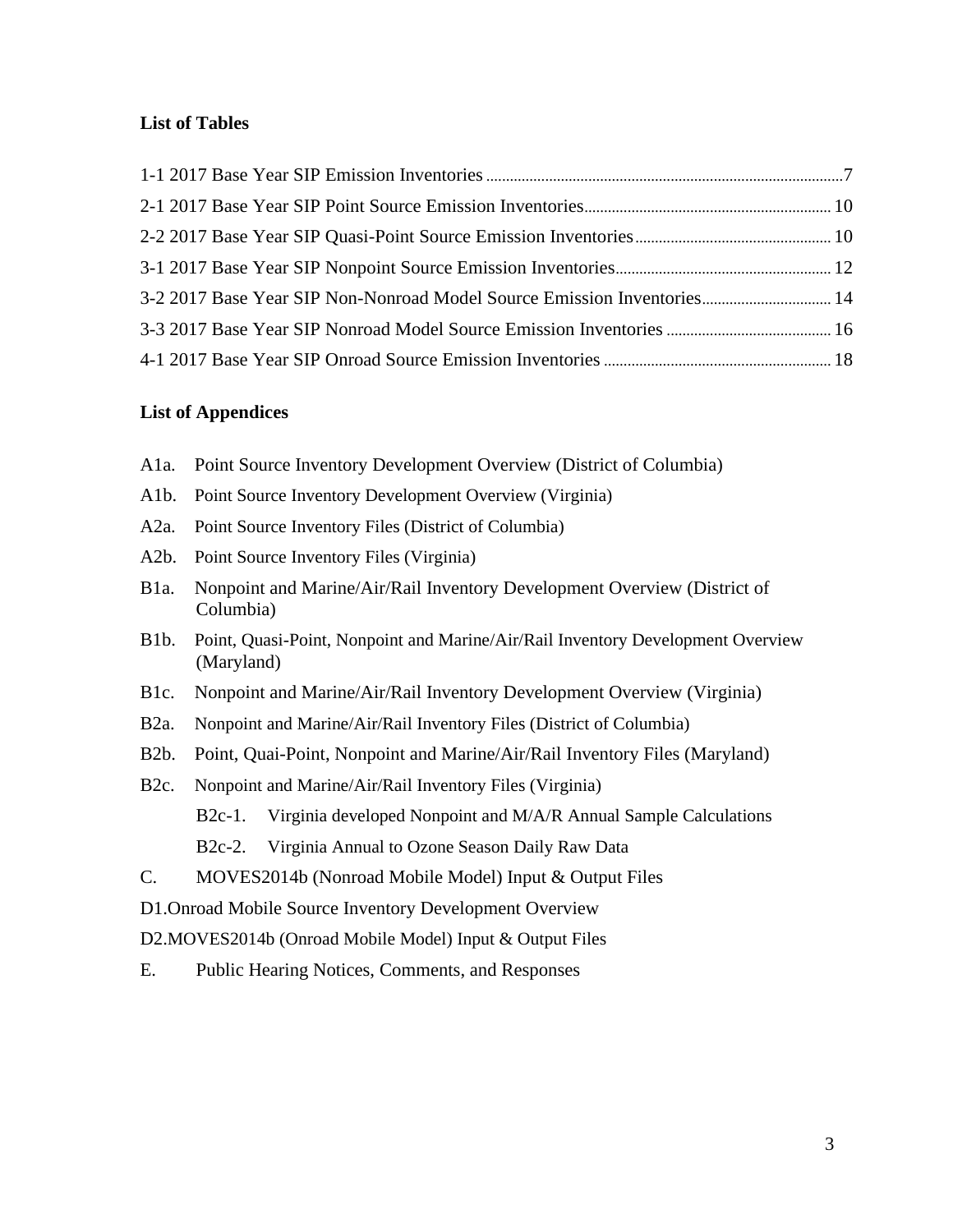## List of Tables

1-1 2017 Base Year SIP Emission Inventories .......... 7

2-1 2017 Base Year SIP Point Source Emission Inventories .......... 10

2-2 2017 Base Year SIP Quasi-Point Source Emission Inventories .......... 10

3-1 2017 Base Year SIP Nonpoint Source Emission Inventories .......... 12

3-2 2017 Base Year SIP Non-Nonroad Model Source Emission Inventories .......... 14

3-3 2017 Base Year SIP Nonroad Model Source Emission Inventories .......... 16

4-1 2017 Base Year SIP Onroad Source Emission Inventories .......... 18

## List of Appendices

- A1a. Point Source Inventory Development Overview (District of Columbia)
- A1b. Point Source Inventory Development Overview (Virginia)
- A2a. Point Source Inventory Files (District of Columbia)
- A2b. Point Source Inventory Files (Virginia)
- B1a. Nonpoint and Marine/Air/Rail Inventory Development Overview (District of Columbia)
- B1b. Point, Quasi-Point, Nonpoint and Marine/Air/Rail Inventory Development Overview (Maryland)
- B1c. Nonpoint and Marine/Air/Rail Inventory Development Overview (Virginia)
- B2a. Nonpoint and Marine/Air/Rail Inventory Files (District of Columbia)
- B2b. Point, Quai-Point, Nonpoint and Marine/Air/Rail Inventory Files (Maryland)
- B2c. Nonpoint and Marine/Air/Rail Inventory Files (Virginia)
  - B2c-1. Virginia developed Nonpoint and M/A/R Annual Sample Calculations
  - B2c-2. Virginia Annual to Ozone Season Daily Raw Data
- C. MOVES2014b (Nonroad Mobile Model) Input & Output Files
- D1. Onroad Mobile Source Inventory Development Overview
- D2. MOVES2014b (Onroad Mobile Model) Input & Output Files
- E. Public Hearing Notices, Comments, and Responses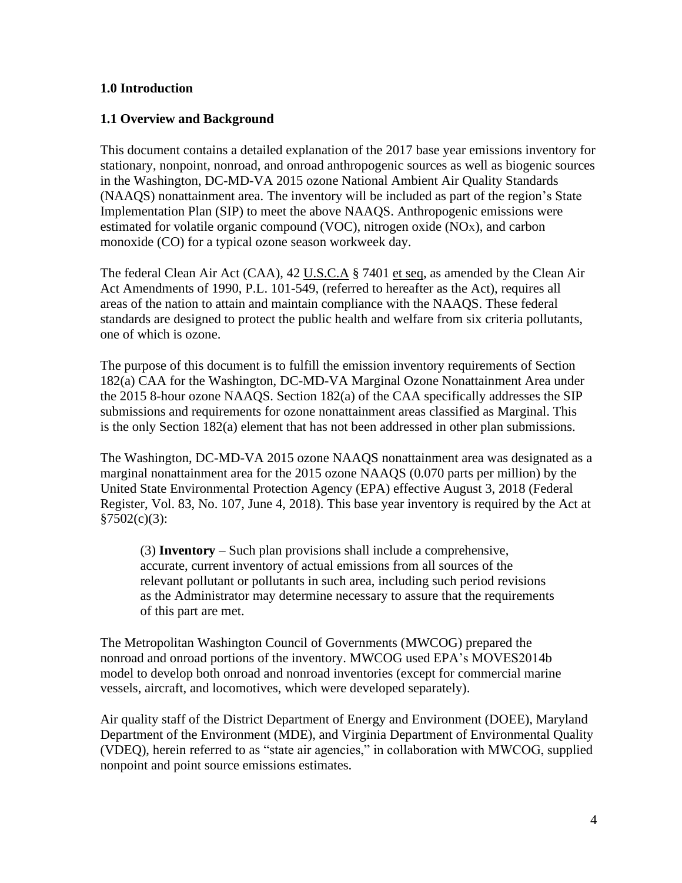## 1.0 Introduction

### 1.1 Overview and Background

This document contains a detailed explanation of the 2017 base year emissions inventory for stationary, nonpoint, nonroad, and onroad anthropogenic sources as well as biogenic sources in the Washington, DC-MD-VA 2015 ozone National Ambient Air Quality Standards (NAAQS) nonattainment area. The inventory will be included as part of the region's State Implementation Plan (SIP) to meet the above NAAQS. Anthropogenic emissions were estimated for volatile organic compound (VOC), nitrogen oxide ($NO_X$), and carbon monoxide (CO) for a typical ozone season workweek day.

The federal Clean Air Act (CAA), 42 U.S.C.A § 7401 et seq, as amended by the Clean Air Act Amendments of 1990, P.L. 101-549, (referred to hereafter as the Act), requires all areas of the nation to attain and maintain compliance with the NAAQS. These federal standards are designed to protect the public health and welfare from six criteria pollutants, one of which is ozone.

The purpose of this document is to fulfill the emission inventory requirements of Section 182(a) CAA for the Washington, DC-MD-VA Marginal Ozone Nonattainment Area under the 2015 8-hour ozone NAAQS. Section 182(a) of the CAA specifically addresses the SIP submissions and requirements for ozone nonattainment areas classified as Marginal. This is the only Section 182(a) element that has not been addressed in other plan submissions.

The Washington, DC-MD-VA 2015 ozone NAAQS nonattainment area was designated as a marginal nonattainment area for the 2015 ozone NAAQS (0.070 parts per million) by the United State Environmental Protection Agency (EPA) effective August 3, 2018 (Federal Register, Vol. 83, No. 107, June 4, 2018). This base year inventory is required by the Act at §7502(c)(3):

> (3) **Inventory** – Such plan provisions shall include a comprehensive, accurate, current inventory of actual emissions from all sources of the relevant pollutant or pollutants in such area, including such period revisions as the Administrator may determine necessary to assure that the requirements of this part are met.

The Metropolitan Washington Council of Governments (MWCOG) prepared the nonroad and onroad portions of the inventory. MWCOG used EPA's MOVES2014b model to develop both onroad and nonroad inventories (except for commercial marine vessels, aircraft, and locomotives, which were developed separately).

Air quality staff of the District Department of Energy and Environment (DOEE), Maryland Department of the Environment (MDE), and Virginia Department of Environmental Quality (VDEQ), herein referred to as "state air agencies," in collaboration with MWCOG, supplied nonpoint and point source emissions estimates.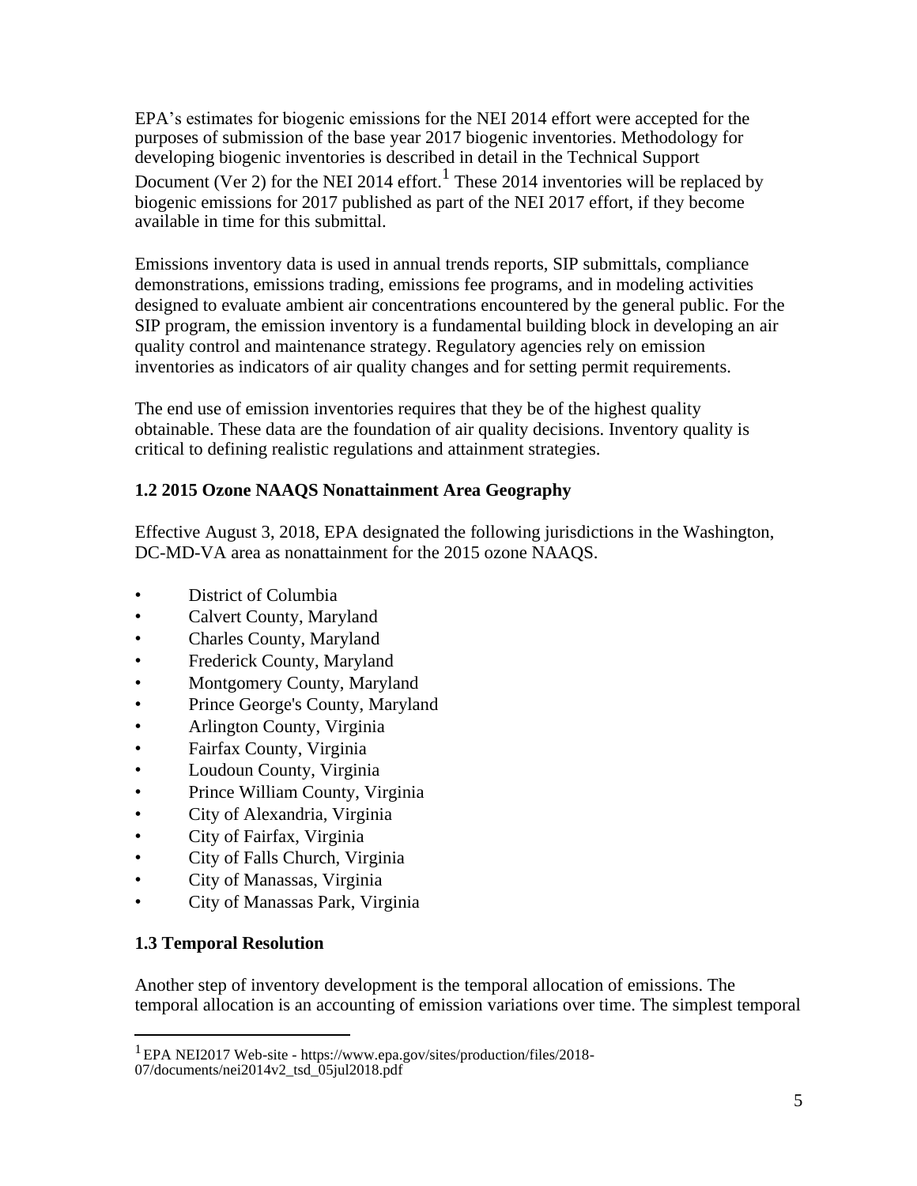EPA's estimates for biogenic emissions for the NEI 2014 effort were accepted for the purposes of submission of the base year 2017 biogenic inventories. Methodology for developing biogenic inventories is described in detail in the Technical Support Document (Ver 2) for the NEI 2014 effort.[1] These 2014 inventories will be replaced by biogenic emissions for 2017 published as part of the NEI 2017 effort, if they become available in time for this submittal.

Emissions inventory data is used in annual trends reports, SIP submittals, compliance demonstrations, emissions trading, emissions fee programs, and in modeling activities designed to evaluate ambient air concentrations encountered by the general public. For the SIP program, the emission inventory is a fundamental building block in developing an air quality control and maintenance strategy. Regulatory agencies rely on emission inventories as indicators of air quality changes and for setting permit requirements.

The end use of emission inventories requires that they be of the highest quality obtainable. These data are the foundation of air quality decisions. Inventory quality is critical to defining realistic regulations and attainment strategies.

### 1.2 2015 Ozone NAAQS Nonattainment Area Geography

Effective August 3, 2018, EPA designated the following jurisdictions in the Washington, DC-MD-VA area as nonattainment for the 2015 ozone NAAQS.

- District of Columbia
- Calvert County, Maryland
- Charles County, Maryland
- Frederick County, Maryland
- Montgomery County, Maryland
- Prince George's County, Maryland
- Arlington County, Virginia
- Fairfax County, Virginia
- Loudoun County, Virginia
- Prince William County, Virginia
- City of Alexandria, Virginia
- City of Fairfax, Virginia
- City of Falls Church, Virginia
- City of Manassas, Virginia
- City of Manassas Park, Virginia

### 1.3 Temporal Resolution

Another step of inventory development is the temporal allocation of emissions. The temporal allocation is an accounting of emission variations over time. The simplest temporal

[1] EPA NEI2017 Web-site - https://www.epa.gov/sites/production/files/2018-07/documents/nei2014v2_tsd_05jul2018.pdf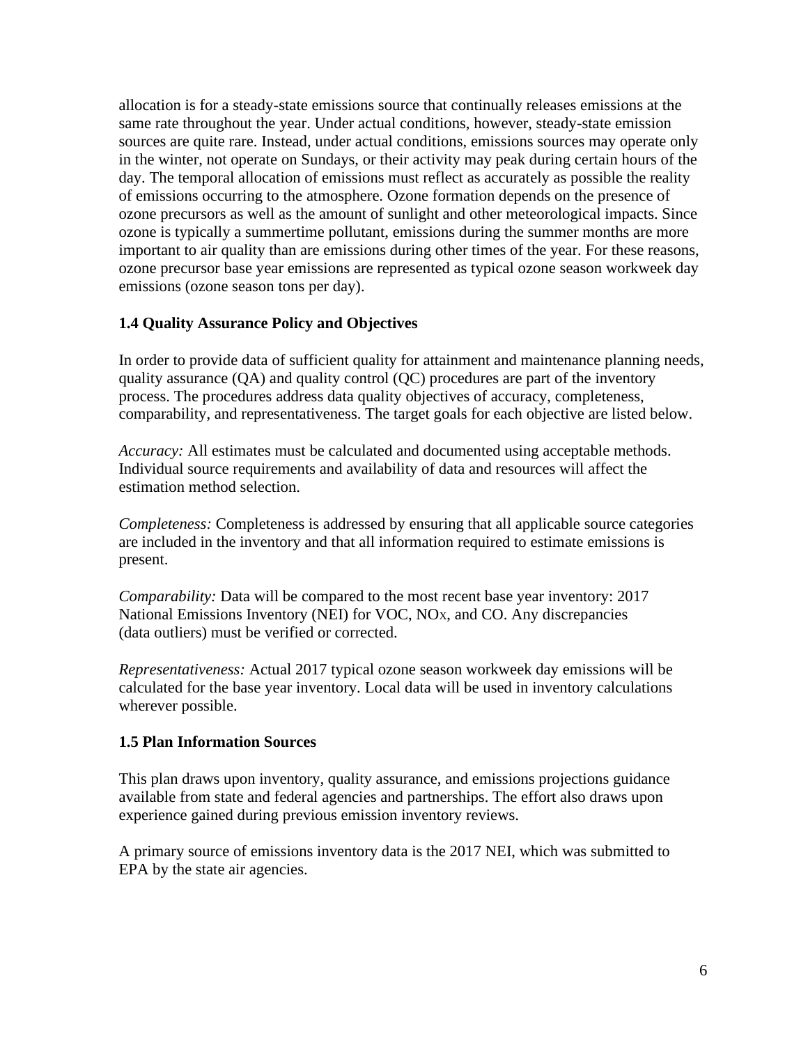allocation is for a steady-state emissions source that continually releases emissions at the same rate throughout the year. Under actual conditions, however, steady-state emission sources are quite rare. Instead, under actual conditions, emissions sources may operate only in the winter, not operate on Sundays, or their activity may peak during certain hours of the day. The temporal allocation of emissions must reflect as accurately as possible the reality of emissions occurring to the atmosphere. Ozone formation depends on the presence of ozone precursors as well as the amount of sunlight and other meteorological impacts. Since ozone is typically a summertime pollutant, emissions during the summer months are more important to air quality than are emissions during other times of the year. For these reasons, ozone precursor base year emissions are represented as typical ozone season workweek day emissions (ozone season tons per day).

### 1.4 Quality Assurance Policy and Objectives

In order to provide data of sufficient quality for attainment and maintenance planning needs, quality assurance (QA) and quality control (QC) procedures are part of the inventory process. The procedures address data quality objectives of accuracy, completeness, comparability, and representativeness. The target goals for each objective are listed below.

*Accuracy:* All estimates must be calculated and documented using acceptable methods. Individual source requirements and availability of data and resources will affect the estimation method selection.

*Completeness:* Completeness is addressed by ensuring that all applicable source categories are included in the inventory and that all information required to estimate emissions is present.

*Comparability:* Data will be compared to the most recent base year inventory: 2017 National Emissions Inventory (NEI) for VOC, $NO_X$, and CO. Any discrepancies (data outliers) must be verified or corrected.

*Representativeness:* Actual 2017 typical ozone season workweek day emissions will be calculated for the base year inventory. Local data will be used in inventory calculations wherever possible.

### 1.5 Plan Information Sources

This plan draws upon inventory, quality assurance, and emissions projections guidance available from state and federal agencies and partnerships. The effort also draws upon experience gained during previous emission inventory reviews.

A primary source of emissions inventory data is the 2017 NEI, which was submitted to EPA by the state air agencies.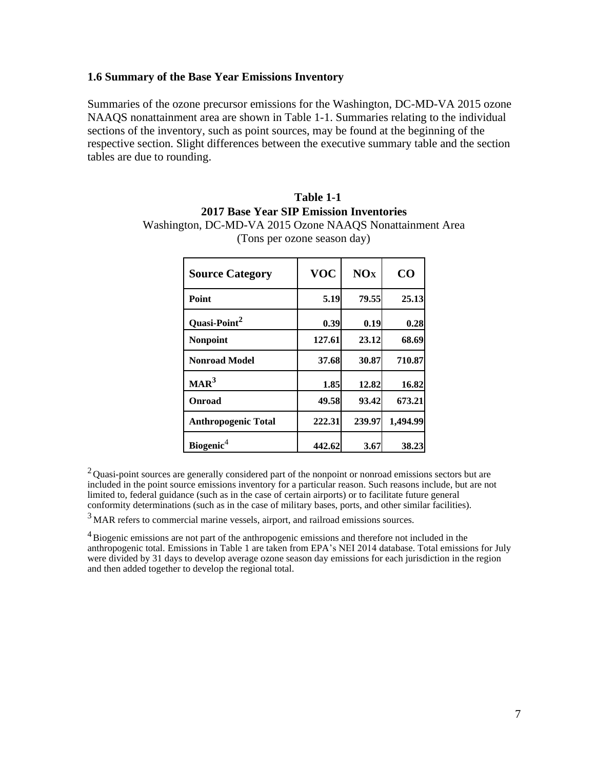### 1.6 Summary of the Base Year Emissions Inventory

Summaries of the ozone precursor emissions for the Washington, DC-MD-VA 2015 ozone NAAQS nonattainment area are shown in Table 1-1. Summaries relating to the individual sections of the inventory, such as point sources, may be found at the beginning of the respective section. Slight differences between the executive summary table and the section tables are due to rounding.

**Table 1-1**
**2017 Base Year SIP Emission Inventories**
Washington, DC-MD-VA 2015 Ozone NAAQS Nonattainment Area
(Tons per ozone season day)

| Source Category | VOC | $NO_X$ | CO |
|---|---|---|---|
| **Point** | **5.19** | **79.55** | **25.13** |
| **Quasi-Point**[2] | **0.39** | **0.19** | **0.28** |
| **Nonpoint** | **127.61** | **23.12** | **68.69** |
| **Nonroad Model** | **37.68** | **30.87** | **710.87** |
| **MAR**[3] | **1.85** | **12.82** | **16.82** |
| **Onroad** | **49.58** | **93.42** | **673.21** |
| **Anthropogenic Total** | **222.31** | **239.97** | **1,494.99** |
| **Biogenic**[4] | **442.62** | **3.67** | **38.23** |

[2] Quasi-point sources are generally considered part of the nonpoint or nonroad emissions sectors but are included in the point source emissions inventory for a particular reason. Such reasons include, but are not limited to, federal guidance (such as in the case of certain airports) or to facilitate future general conformity determinations (such as in the case of military bases, ports, and other similar facilities).

[3] MAR refers to commercial marine vessels, airport, and railroad emissions sources.

[4] Biogenic emissions are not part of the anthropogenic emissions and therefore not included in the anthropogenic total. Emissions in Table 1 are taken from EPA's NEI 2014 database. Total emissions for July were divided by 31 days to develop average ozone season day emissions for each jurisdiction in the region and then added together to develop the regional total.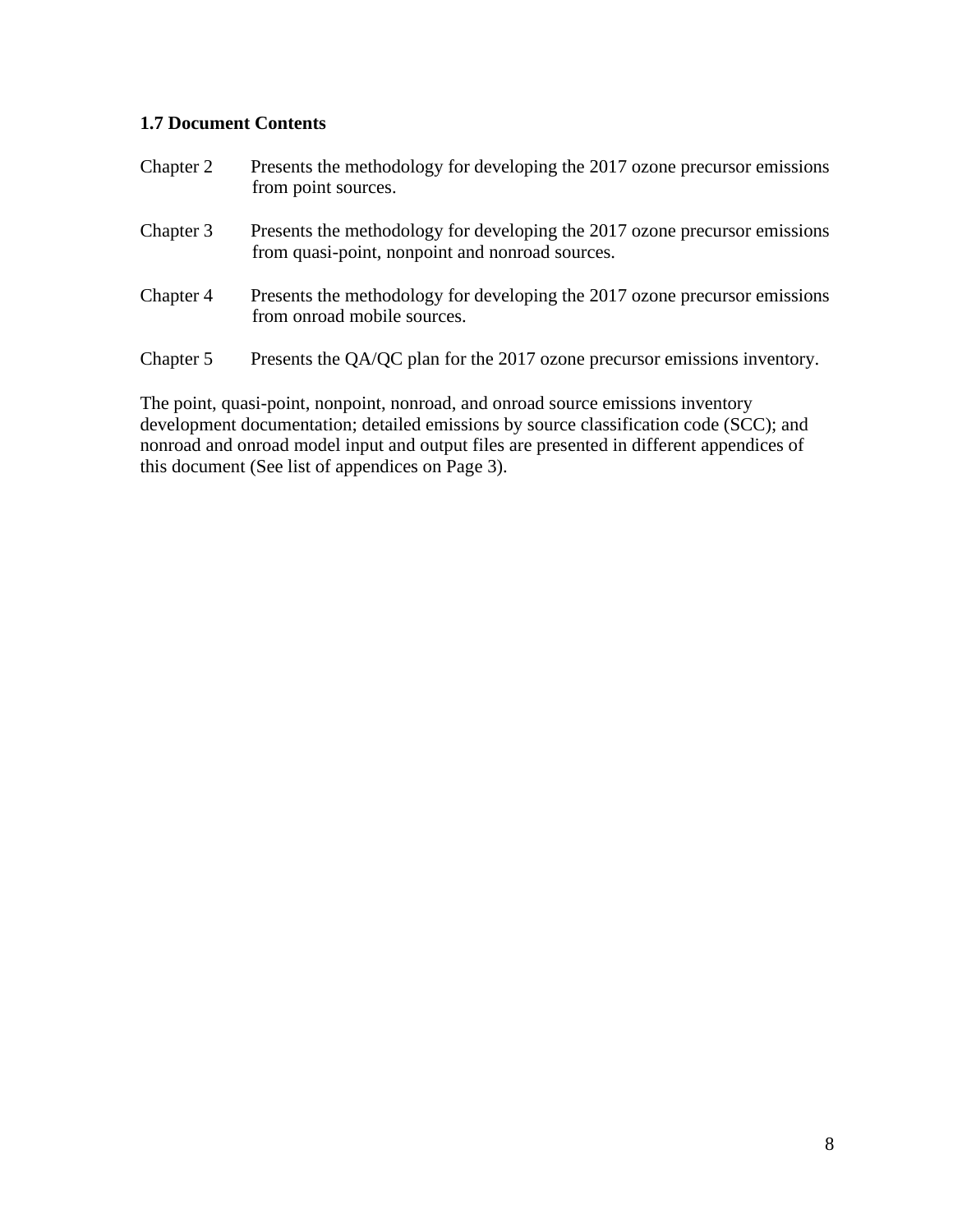### 1.7 Document Contents

| | |
|---|---|
| Chapter 2 | Presents the methodology for developing the 2017 ozone precursor emissions from point sources. |
| Chapter 3 | Presents the methodology for developing the 2017 ozone precursor emissions from quasi-point, nonpoint and nonroad sources. |
| Chapter 4 | Presents the methodology for developing the 2017 ozone precursor emissions from onroad mobile sources. |
| Chapter 5 | Presents the QA/QC plan for the 2017 ozone precursor emissions inventory. |

The point, quasi-point, nonpoint, nonroad, and onroad source emissions inventory development documentation; detailed emissions by source classification code (SCC); and nonroad and onroad model input and output files are presented in different appendices of this document (See list of appendices on Page 3).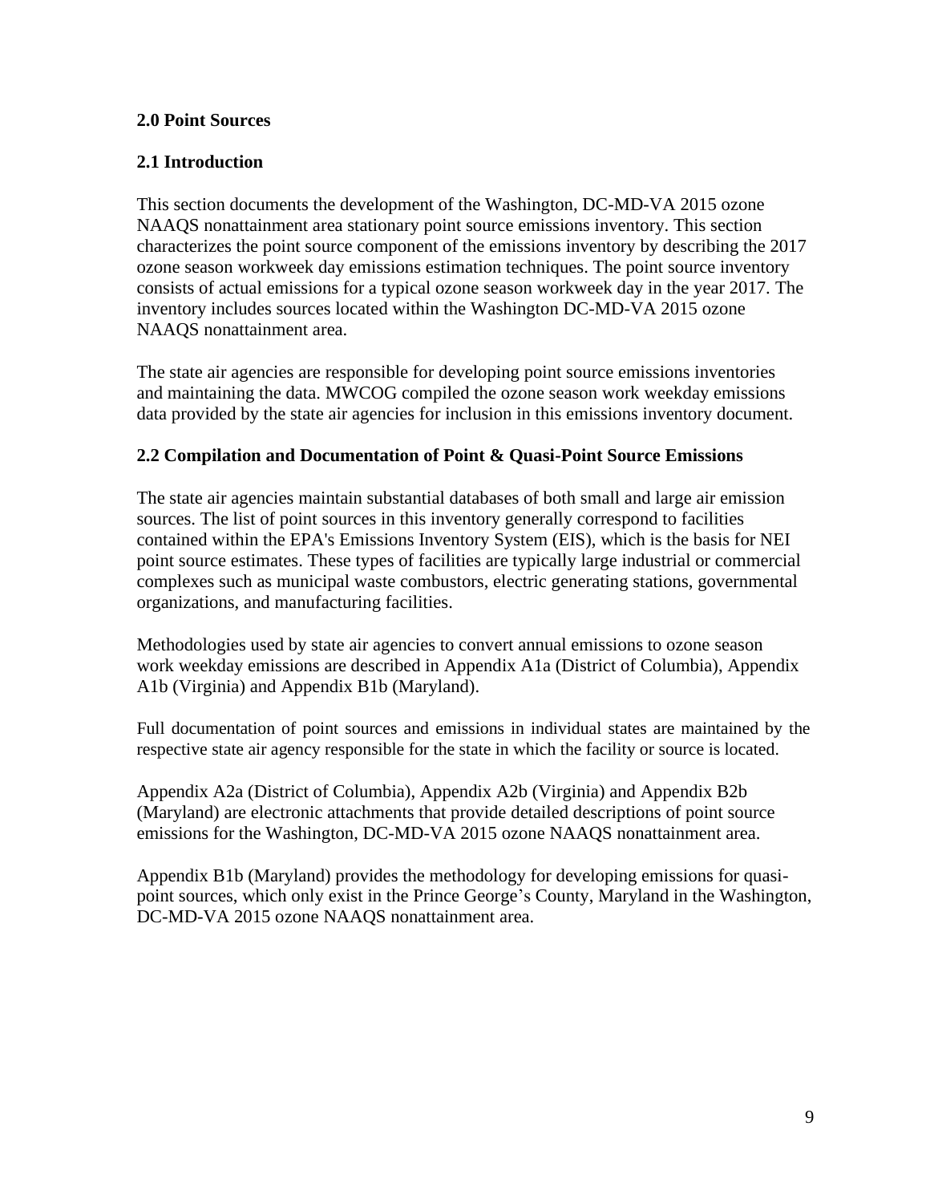## 2.0 Point Sources

### 2.1 Introduction

This section documents the development of the Washington, DC-MD-VA 2015 ozone NAAQS nonattainment area stationary point source emissions inventory. This section characterizes the point source component of the emissions inventory by describing the 2017 ozone season workweek day emissions estimation techniques. The point source inventory consists of actual emissions for a typical ozone season workweek day in the year 2017. The inventory includes sources located within the Washington DC-MD-VA 2015 ozone NAAQS nonattainment area.

The state air agencies are responsible for developing point source emissions inventories and maintaining the data. MWCOG compiled the ozone season work weekday emissions data provided by the state air agencies for inclusion in this emissions inventory document.

### 2.2 Compilation and Documentation of Point & Quasi-Point Source Emissions

The state air agencies maintain substantial databases of both small and large air emission sources. The list of point sources in this inventory generally correspond to facilities contained within the EPA's Emissions Inventory System (EIS), which is the basis for NEI point source estimates. These types of facilities are typically large industrial or commercial complexes such as municipal waste combustors, electric generating stations, governmental organizations, and manufacturing facilities.

Methodologies used by state air agencies to convert annual emissions to ozone season work weekday emissions are described in Appendix A1a (District of Columbia), Appendix A1b (Virginia) and Appendix B1b (Maryland).

Full documentation of point sources and emissions in individual states are maintained by the respective state air agency responsible for the state in which the facility or source is located.

Appendix A2a (District of Columbia), Appendix A2b (Virginia) and Appendix B2b (Maryland) are electronic attachments that provide detailed descriptions of point source emissions for the Washington, DC-MD-VA 2015 ozone NAAQS nonattainment area.

Appendix B1b (Maryland) provides the methodology for developing emissions for quasi-point sources, which only exist in the Prince George's County, Maryland in the Washington, DC-MD-VA 2015 ozone NAAQS nonattainment area.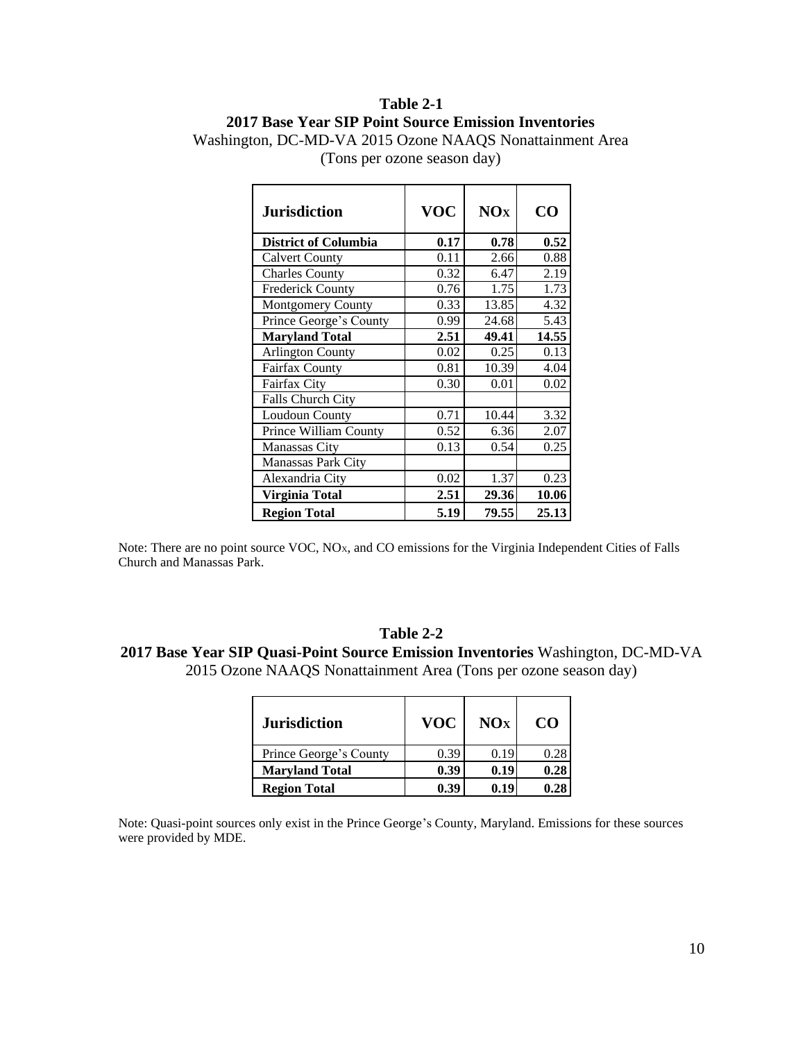**Table 2-1**
**2017 Base Year SIP Point Source Emission Inventories**
Washington, DC-MD-VA 2015 Ozone NAAQS Nonattainment Area
(Tons per ozone season day)

| Jurisdiction | VOC | $NO_X$ | CO |
|---|---|---|---|
| **District of Columbia** | **0.17** | **0.78** | **0.52** |
| Calvert County | 0.11 | 2.66 | 0.88 |
| Charles County | 0.32 | 6.47 | 2.19 |
| Frederick County | 0.76 | 1.75 | 1.73 |
| Montgomery County | 0.33 | 13.85 | 4.32 |
| Prince George's County | 0.99 | 24.68 | 5.43 |
| **Maryland Total** | **2.51** | **49.41** | **14.55** |
| Arlington County | 0.02 | 0.25 | 0.13 |
| Fairfax County | 0.81 | 10.39 | 4.04 |
| Fairfax City | 0.30 | 0.01 | 0.02 |
| Falls Church City | | | |
| Loudoun County | 0.71 | 10.44 | 3.32 |
| Prince William County | 0.52 | 6.36 | 2.07 |
| Manassas City | 0.13 | 0.54 | 0.25 |
| Manassas Park City | | | |
| Alexandria City | 0.02 | 1.37 | 0.23 |
| **Virginia Total** | **2.51** | **29.36** | **10.06** |
| **Region Total** | **5.19** | **79.55** | **25.13** |

Note: There are no point source VOC, $NO_X$, and CO emissions for the Virginia Independent Cities of Falls Church and Manassas Park.

**Table 2-2**
**2017 Base Year SIP Quasi-Point Source Emission Inventories** Washington, DC-MD-VA 2015 Ozone NAAQS Nonattainment Area (Tons per ozone season day)

| Jurisdiction | VOC | $NO_X$ | CO |
|---|---|---|---|
| Prince George's County | 0.39 | 0.19 | 0.28 |
| **Maryland Total** | **0.39** | **0.19** | **0.28** |
| **Region Total** | **0.39** | **0.19** | **0.28** |

Note: Quasi-point sources only exist in the Prince George's County, Maryland. Emissions for these sources were provided by MDE.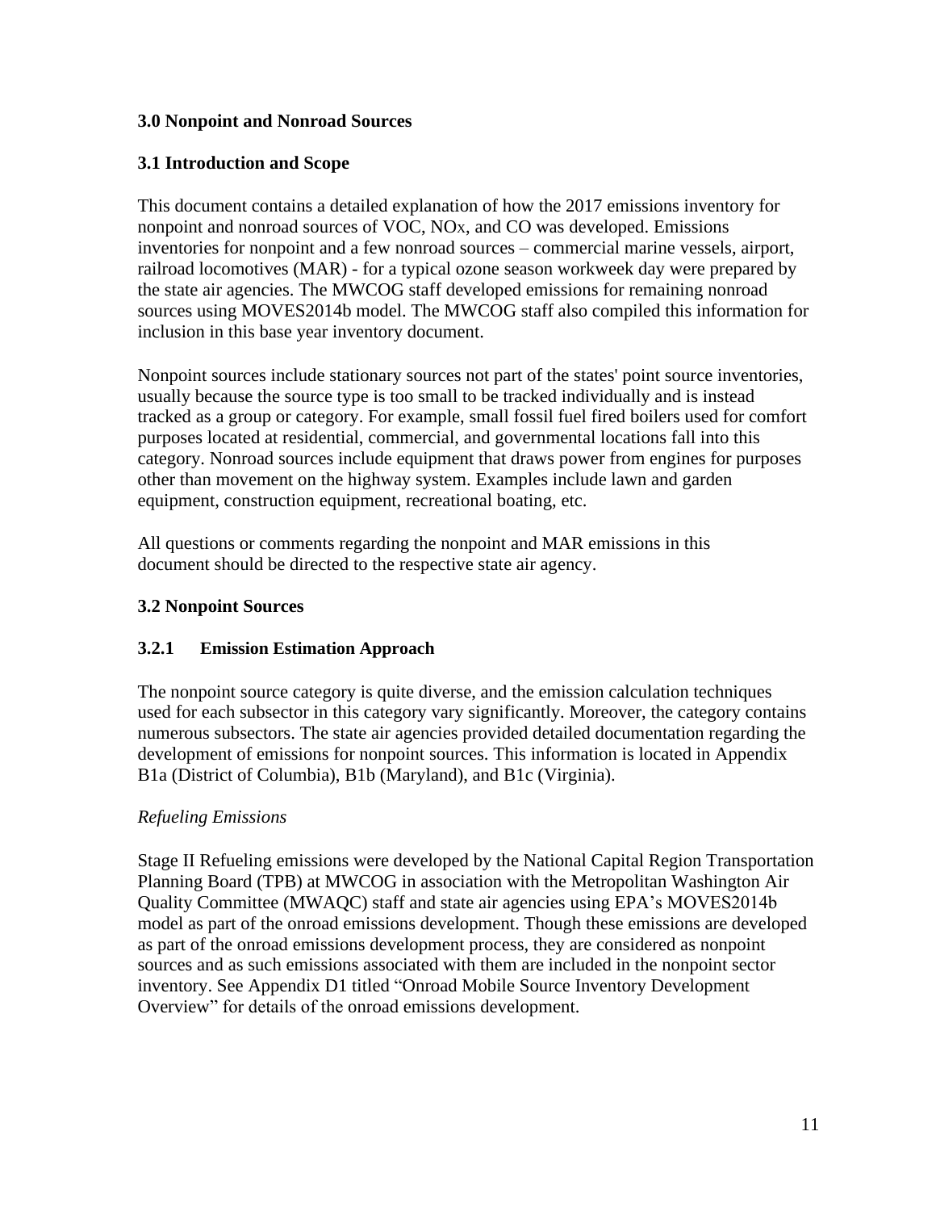**3.0 Nonpoint and Nonroad Sources**

**3.1 Introduction and Scope**

This document contains a detailed explanation of how the 2017 emissions inventory for nonpoint and nonroad sources of VOC, $NO_x$, and CO was developed. Emissions inventories for nonpoint and a few nonroad sources – commercial marine vessels, airport, railroad locomotives (MAR) - for a typical ozone season workweek day were prepared by the state air agencies. The MWCOG staff developed emissions for remaining nonroad sources using MOVES2014b model. The MWCOG staff also compiled this information for inclusion in this base year inventory document.

Nonpoint sources include stationary sources not part of the states' point source inventories, usually because the source type is too small to be tracked individually and is instead tracked as a group or category. For example, small fossil fuel fired boilers used for comfort purposes located at residential, commercial, and governmental locations fall into this category. Nonroad sources include equipment that draws power from engines for purposes other than movement on the highway system. Examples include lawn and garden equipment, construction equipment, recreational boating, etc.

All questions or comments regarding the nonpoint and MAR emissions in this document should be directed to the respective state air agency.

**3.2 Nonpoint Sources**

**3.2.1 Emission Estimation Approach**

The nonpoint source category is quite diverse, and the emission calculation techniques used for each subsector in this category vary significantly. Moreover, the category contains numerous subsectors. The state air agencies provided detailed documentation regarding the development of emissions for nonpoint sources. This information is located in Appendix B1a (District of Columbia), B1b (Maryland), and B1c (Virginia).

*Refueling Emissions*

Stage II Refueling emissions were developed by the National Capital Region Transportation Planning Board (TPB) at MWCOG in association with the Metropolitan Washington Air Quality Committee (MWAQC) staff and state air agencies using EPA's MOVES2014b model as part of the onroad emissions development. Though these emissions are developed as part of the onroad emissions development process, they are considered as nonpoint sources and as such emissions associated with them are included in the nonpoint sector inventory. See Appendix D1 titled "Onroad Mobile Source Inventory Development Overview" for details of the onroad emissions development.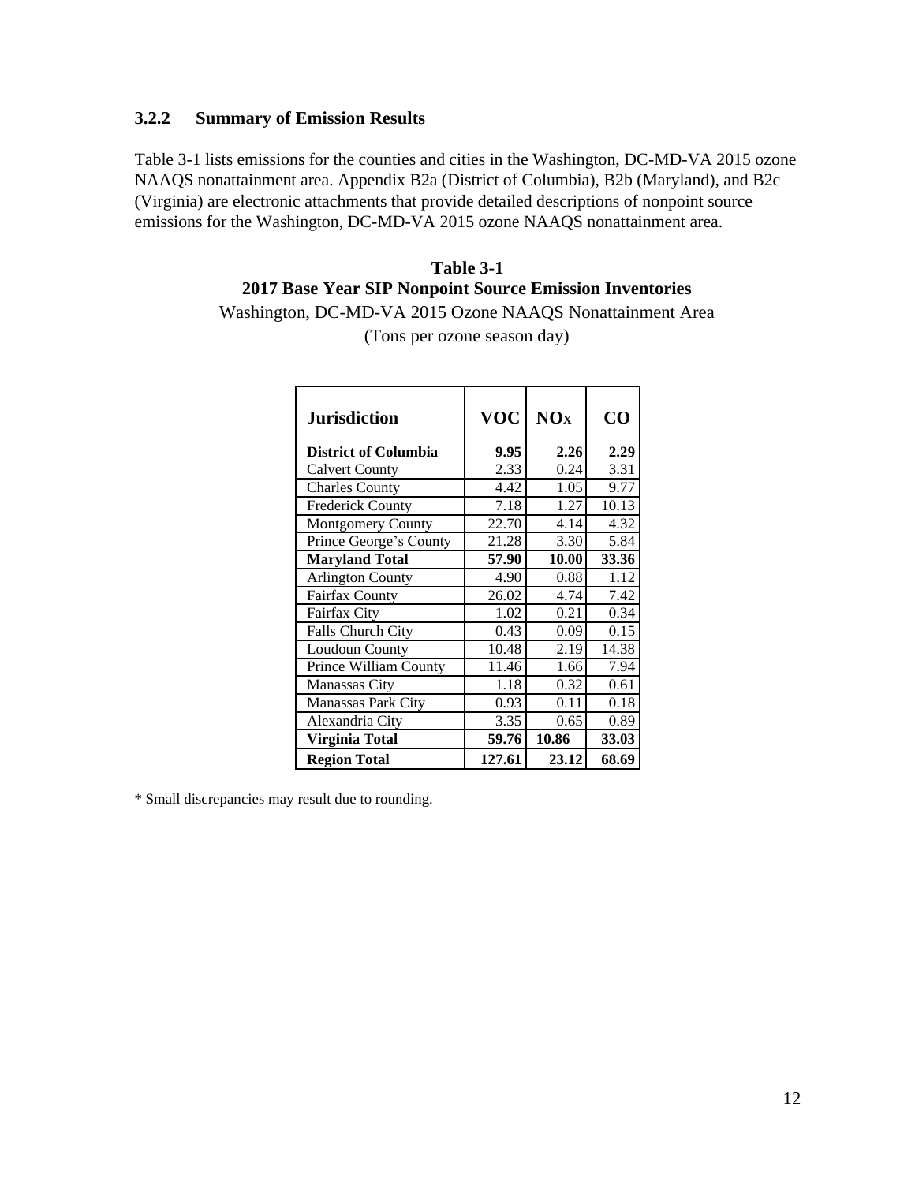### 3.2.2 Summary of Emission Results

Table 3-1 lists emissions for the counties and cities in the Washington, DC-MD-VA 2015 ozone NAAQS nonattainment area. Appendix B2a (District of Columbia), B2b (Maryland), and B2c (Virginia) are electronic attachments that provide detailed descriptions of nonpoint source emissions for the Washington, DC-MD-VA 2015 ozone NAAQS nonattainment area.

**Table 3-1**
**2017 Base Year SIP Nonpoint Source Emission Inventories**
Washington, DC-MD-VA 2015 Ozone NAAQS Nonattainment Area
(Tons per ozone season day)

| Jurisdiction | VOC | $NO_x$ | CO |
|---|---|---|---|
| **District of Columbia** | **9.95** | **2.26** | **2.29** |
| Calvert County | 2.33 | 0.24 | 3.31 |
| Charles County | 4.42 | 1.05 | 9.77 |
| Frederick County | 7.18 | 1.27 | 10.13 |
| Montgomery County | 22.70 | 4.14 | 4.32 |
| Prince George's County | 21.28 | 3.30 | 5.84 |
| **Maryland Total** | **57.90** | **10.00** | **33.36** |
| Arlington County | 4.90 | 0.88 | 1.12 |
| Fairfax County | 26.02 | 4.74 | 7.42 |
| Fairfax City | 1.02 | 0.21 | 0.34 |
| Falls Church City | 0.43 | 0.09 | 0.15 |
| Loudoun County | 10.48 | 2.19 | 14.38 |
| Prince William County | 11.46 | 1.66 | 7.94 |
| Manassas City | 1.18 | 0.32 | 0.61 |
| Manassas Park City | 0.93 | 0.11 | 0.18 |
| Alexandria City | 3.35 | 0.65 | 0.89 |
| **Virginia Total** | **59.76** | **10.86** | **33.03** |
| **Region Total** | **127.61** | **23.12** | **68.69** |

* Small discrepancies may result due to rounding.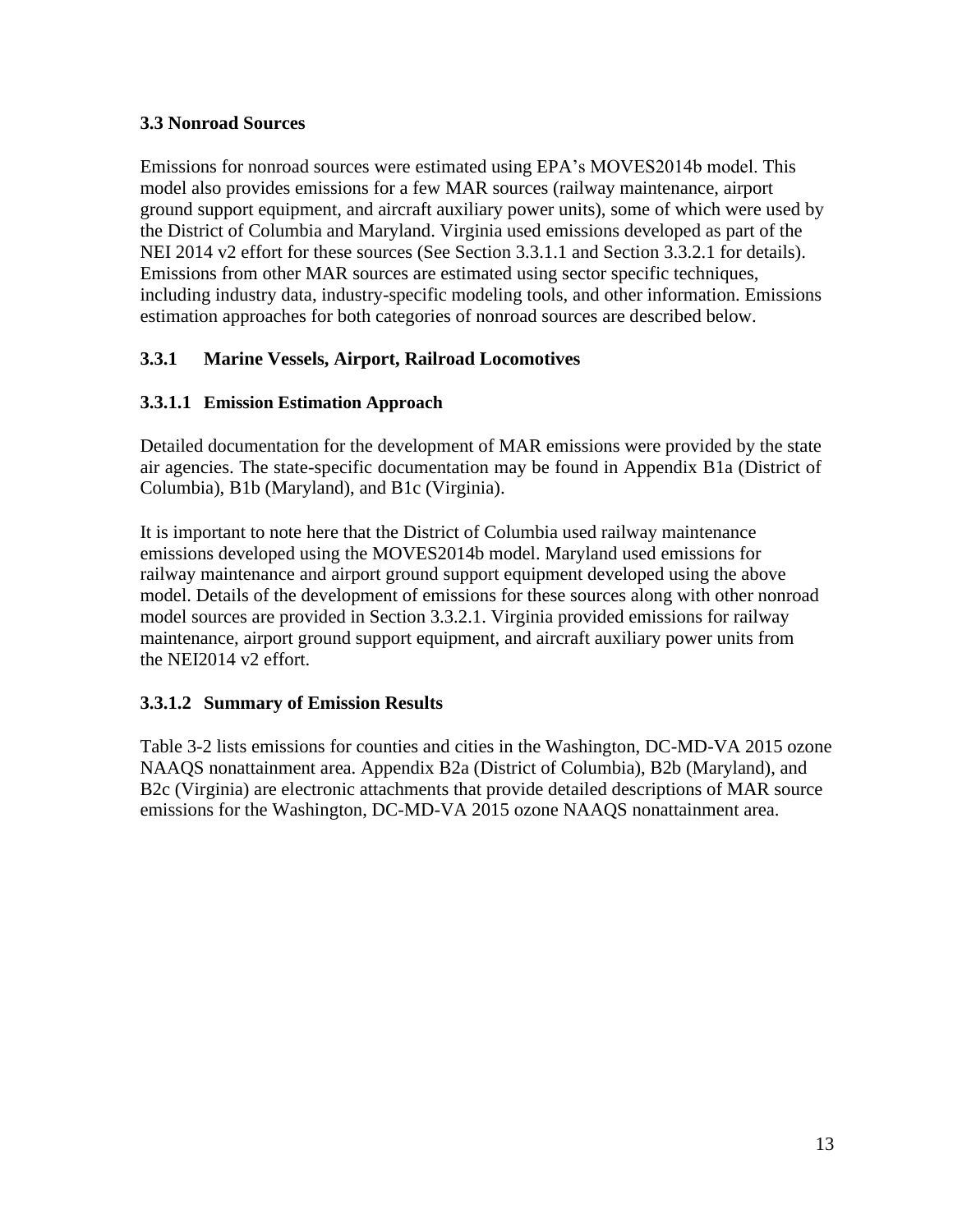## 3.3 Nonroad Sources

Emissions for nonroad sources were estimated using EPA's MOVES2014b model. This model also provides emissions for a few MAR sources (railway maintenance, airport ground support equipment, and aircraft auxiliary power units), some of which were used by the District of Columbia and Maryland. Virginia used emissions developed as part of the NEI 2014 v2 effort for these sources (See Section 3.3.1.1 and Section 3.3.2.1 for details). Emissions from other MAR sources are estimated using sector specific techniques, including industry data, industry-specific modeling tools, and other information. Emissions estimation approaches for both categories of nonroad sources are described below.

### 3.3.1 Marine Vessels, Airport, Railroad Locomotives

#### 3.3.1.1 Emission Estimation Approach

Detailed documentation for the development of MAR emissions were provided by the state air agencies. The state-specific documentation may be found in Appendix B1a (District of Columbia), B1b (Maryland), and B1c (Virginia).

It is important to note here that the District of Columbia used railway maintenance emissions developed using the MOVES2014b model. Maryland used emissions for railway maintenance and airport ground support equipment developed using the above model. Details of the development of emissions for these sources along with other nonroad model sources are provided in Section 3.3.2.1. Virginia provided emissions for railway maintenance, airport ground support equipment, and aircraft auxiliary power units from the NEI2014 v2 effort.

#### 3.3.1.2 Summary of Emission Results

Table 3-2 lists emissions for counties and cities in the Washington, DC-MD-VA 2015 ozone NAAQS nonattainment area. Appendix B2a (District of Columbia), B2b (Maryland), and B2c (Virginia) are electronic attachments that provide detailed descriptions of MAR source emissions for the Washington, DC-MD-VA 2015 ozone NAAQS nonattainment area.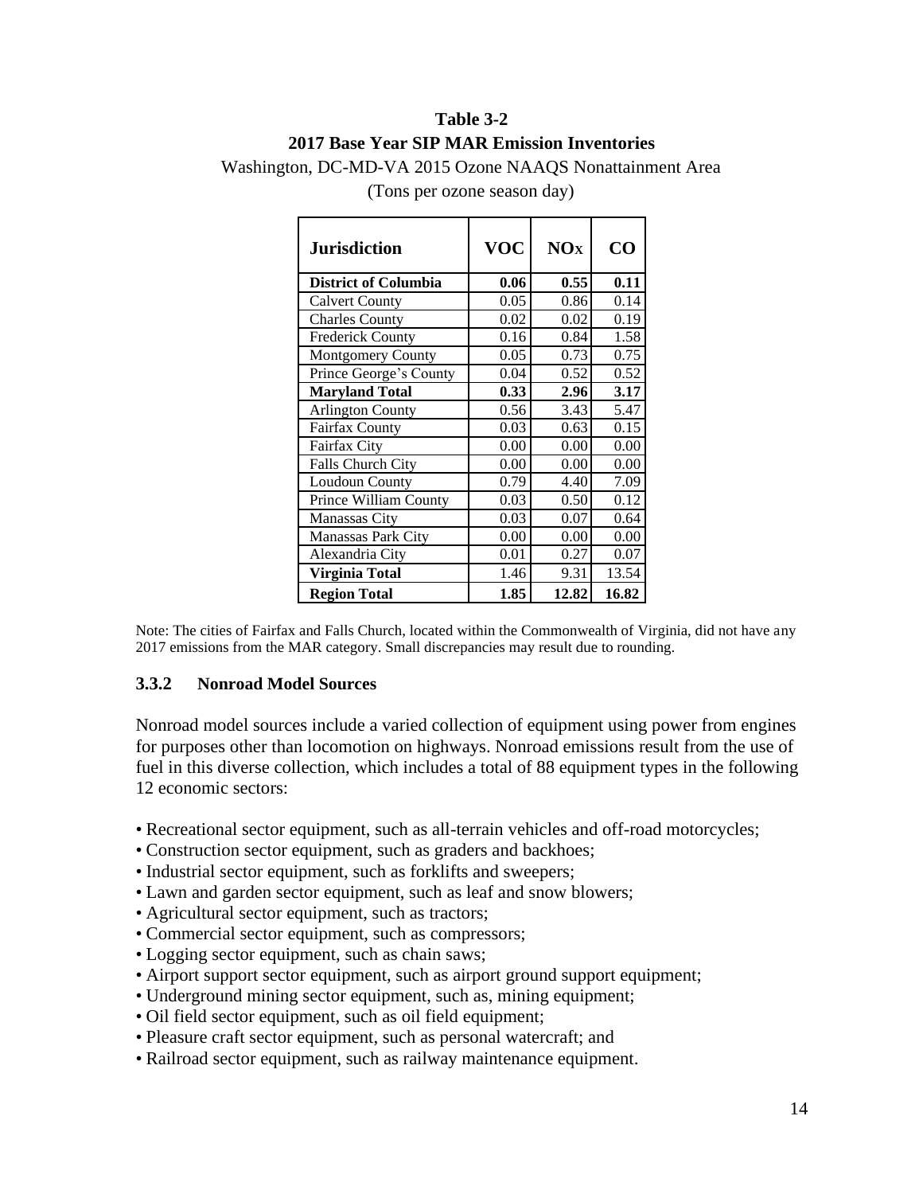**Table 3-2**
**2017 Base Year SIP MAR Emission Inventories**
Washington, DC-MD-VA 2015 Ozone NAAQS Nonattainment Area
(Tons per ozone season day)

| Jurisdiction | VOC | $NO_X$ | CO |
|---|---|---|---|
| **District of Columbia** | **0.06** | **0.55** | **0.11** |
| Calvert County | 0.05 | 0.86 | 0.14 |
| Charles County | 0.02 | 0.02 | 0.19 |
| Frederick County | 0.16 | 0.84 | 1.58 |
| Montgomery County | 0.05 | 0.73 | 0.75 |
| Prince George's County | 0.04 | 0.52 | 0.52 |
| **Maryland Total** | **0.33** | **2.96** | **3.17** |
| Arlington County | 0.56 | 3.43 | 5.47 |
| Fairfax County | 0.03 | 0.63 | 0.15 |
| Fairfax City | 0.00 | 0.00 | 0.00 |
| Falls Church City | 0.00 | 0.00 | 0.00 |
| Loudoun County | 0.79 | 4.40 | 7.09 |
| Prince William County | 0.03 | 0.50 | 0.12 |
| Manassas City | 0.03 | 0.07 | 0.64 |
| Manassas Park City | 0.00 | 0.00 | 0.00 |
| Alexandria City | 0.01 | 0.27 | 0.07 |
| **Virginia Total** | 1.46 | 9.31 | 13.54 |
| **Region Total** | **1.85** | **12.82** | **16.82** |

Note: The cities of Fairfax and Falls Church, located within the Commonwealth of Virginia, did not have any 2017 emissions from the MAR category. Small discrepancies may result due to rounding.

### 3.3.2 Nonroad Model Sources

Nonroad model sources include a varied collection of equipment using power from engines for purposes other than locomotion on highways. Nonroad emissions result from the use of fuel in this diverse collection, which includes a total of 88 equipment types in the following 12 economic sectors:

- Recreational sector equipment, such as all-terrain vehicles and off-road motorcycles;
- Construction sector equipment, such as graders and backhoes;
- Industrial sector equipment, such as forklifts and sweepers;
- Lawn and garden sector equipment, such as leaf and snow blowers;
- Agricultural sector equipment, such as tractors;
- Commercial sector equipment, such as compressors;
- Logging sector equipment, such as chain saws;
- Airport support sector equipment, such as airport ground support equipment;
- Underground mining sector equipment, such as, mining equipment;
- Oil field sector equipment, such as oil field equipment;
- Pleasure craft sector equipment, such as personal watercraft; and
- Railroad sector equipment, such as railway maintenance equipment.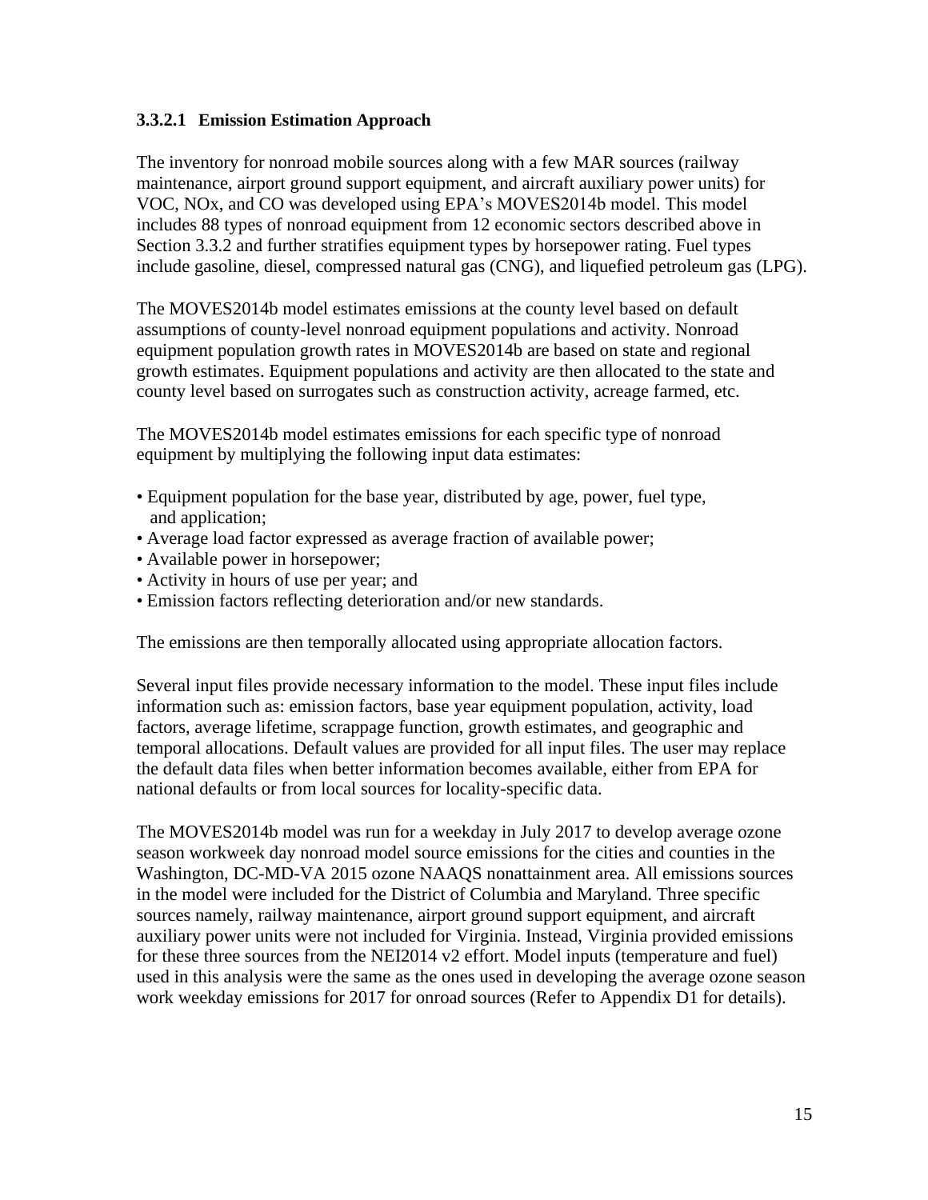#### 3.3.2.1 Emission Estimation Approach

The inventory for nonroad mobile sources along with a few MAR sources (railway maintenance, airport ground support equipment, and aircraft auxiliary power units) for VOC, NOx, and CO was developed using EPA's MOVES2014b model. This model includes 88 types of nonroad equipment from 12 economic sectors described above in Section 3.3.2 and further stratifies equipment types by horsepower rating. Fuel types include gasoline, diesel, compressed natural gas (CNG), and liquefied petroleum gas (LPG).

The MOVES2014b model estimates emissions at the county level based on default assumptions of county-level nonroad equipment populations and activity. Nonroad equipment population growth rates in MOVES2014b are based on state and regional growth estimates. Equipment populations and activity are then allocated to the state and county level based on surrogates such as construction activity, acreage farmed, etc.

The MOVES2014b model estimates emissions for each specific type of nonroad equipment by multiplying the following input data estimates:

- Equipment population for the base year, distributed by age, power, fuel type, and application;
- Average load factor expressed as average fraction of available power;
- Available power in horsepower;
- Activity in hours of use per year; and
- Emission factors reflecting deterioration and/or new standards.

The emissions are then temporally allocated using appropriate allocation factors.

Several input files provide necessary information to the model. These input files include information such as: emission factors, base year equipment population, activity, load factors, average lifetime, scrappage function, growth estimates, and geographic and temporal allocations. Default values are provided for all input files. The user may replace the default data files when better information becomes available, either from EPA for national defaults or from local sources for locality-specific data.

The MOVES2014b model was run for a weekday in July 2017 to develop average ozone season workweek day nonroad model source emissions for the cities and counties in the Washington, DC-MD-VA 2015 ozone NAAQS nonattainment area. All emissions sources in the model were included for the District of Columbia and Maryland. Three specific sources namely, railway maintenance, airport ground support equipment, and aircraft auxiliary power units were not included for Virginia. Instead, Virginia provided emissions for these three sources from the NEI2014 v2 effort. Model inputs (temperature and fuel) used in this analysis were the same as the ones used in developing the average ozone season work weekday emissions for 2017 for onroad sources (Refer to Appendix D1 for details).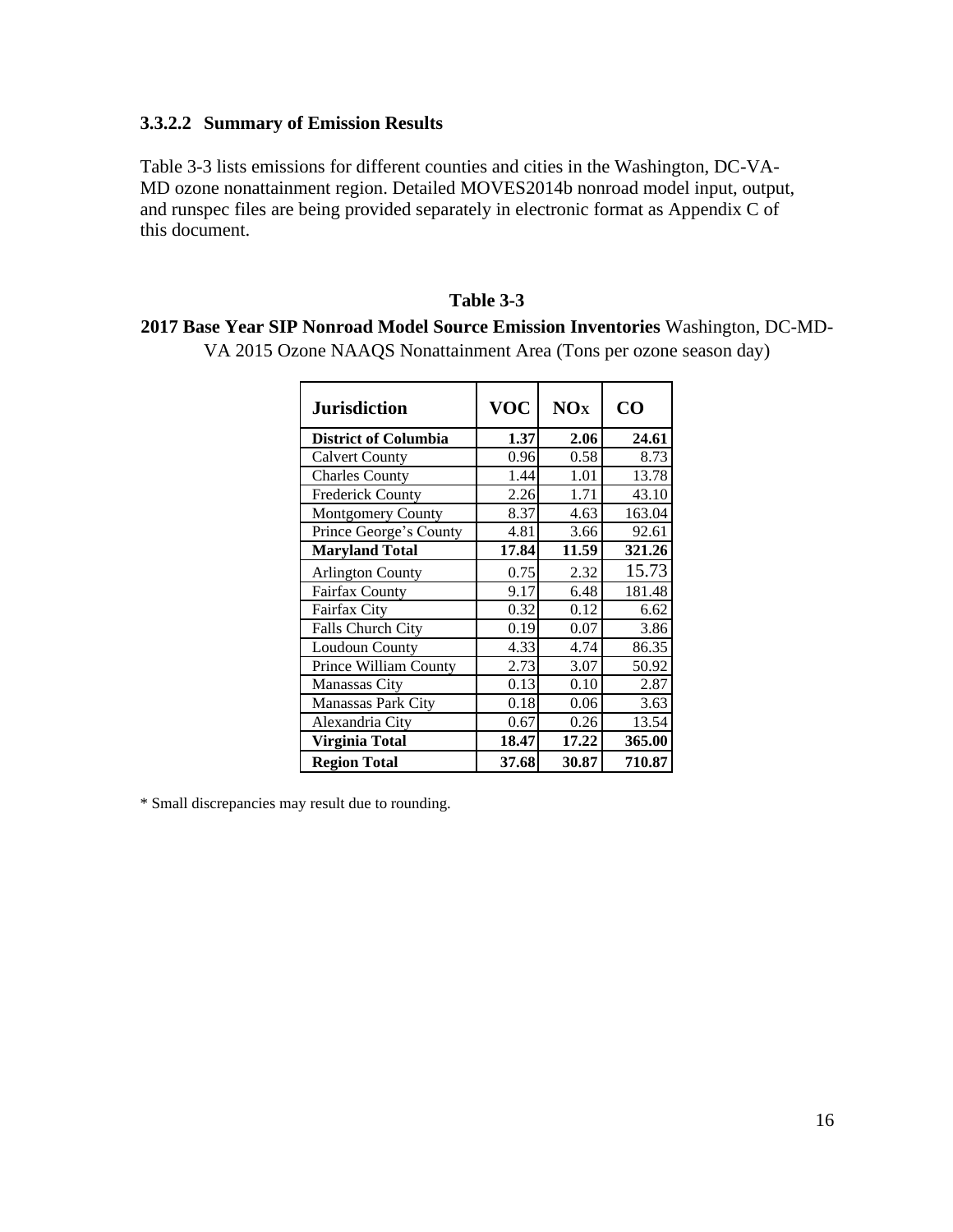#### 3.3.2.2 Summary of Emission Results

Table 3-3 lists emissions for different counties and cities in the Washington, DC-VA-MD ozone nonattainment region. Detailed MOVES2014b nonroad model input, output, and runspec files are being provided separately in electronic format as Appendix C of this document.

**Table 3-3**

**2017 Base Year SIP Nonroad Model Source Emission Inventories** Washington, DC-MD-VA 2015 Ozone NAAQS Nonattainment Area (Tons per ozone season day)

| Jurisdiction | VOC | $NO_x$ | CO |
|---|---|---|---|
| **District of Columbia** | **1.37** | **2.06** | **24.61** |
| Calvert County | 0.96 | 0.58 | 8.73 |
| Charles County | 1.44 | 1.01 | 13.78 |
| Frederick County | 2.26 | 1.71 | 43.10 |
| Montgomery County | 8.37 | 4.63 | 163.04 |
| Prince George's County | 4.81 | 3.66 | 92.61 |
| **Maryland Total** | **17.84** | **11.59** | **321.26** |
| Arlington County | 0.75 | 2.32 | 15.73 |
| Fairfax County | 9.17 | 6.48 | 181.48 |
| Fairfax City | 0.32 | 0.12 | 6.62 |
| Falls Church City | 0.19 | 0.07 | 3.86 |
| Loudoun County | 4.33 | 4.74 | 86.35 |
| Prince William County | 2.73 | 3.07 | 50.92 |
| Manassas City | 0.13 | 0.10 | 2.87 |
| Manassas Park City | 0.18 | 0.06 | 3.63 |
| Alexandria City | 0.67 | 0.26 | 13.54 |
| **Virginia Total** | **18.47** | **17.22** | **365.00** |
| **Region Total** | **37.68** | **30.87** | **710.87** |

* Small discrepancies may result due to rounding.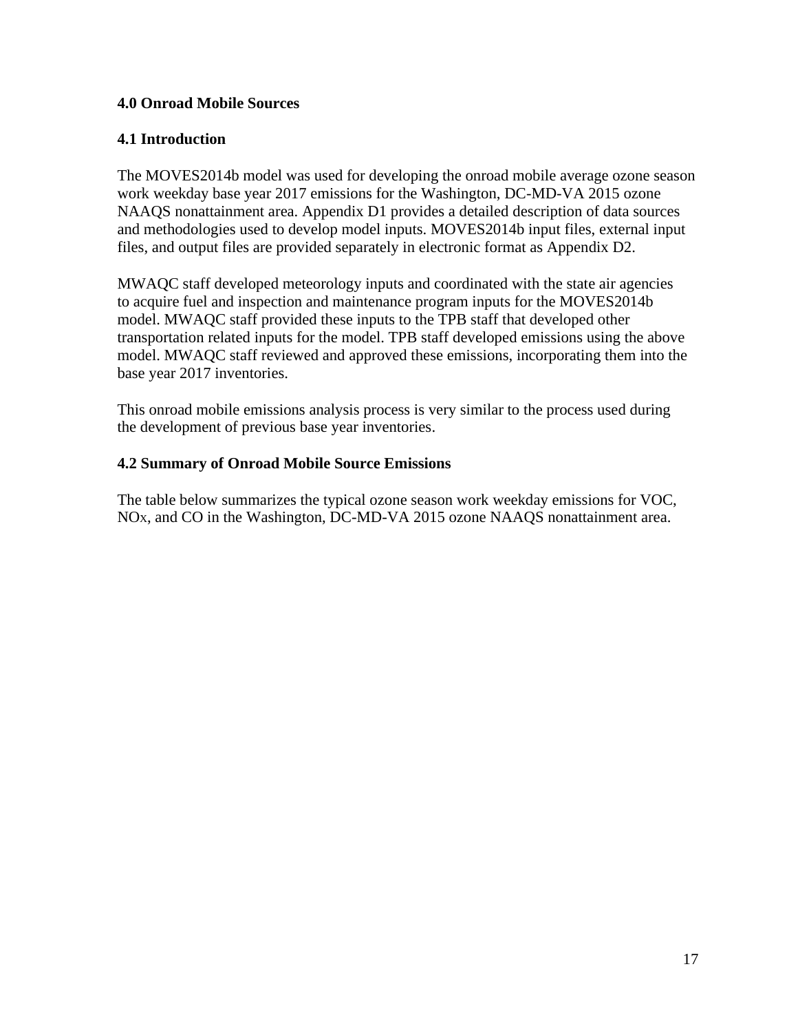## 4.0 Onroad Mobile Sources

### 4.1 Introduction

The MOVES2014b model was used for developing the onroad mobile average ozone season work weekday base year 2017 emissions for the Washington, DC-MD-VA 2015 ozone NAAQS nonattainment area. Appendix D1 provides a detailed description of data sources and methodologies used to develop model inputs. MOVES2014b input files, external input files, and output files are provided separately in electronic format as Appendix D2.

MWAQC staff developed meteorology inputs and coordinated with the state air agencies to acquire fuel and inspection and maintenance program inputs for the MOVES2014b model. MWAQC staff provided these inputs to the TPB staff that developed other transportation related inputs for the model. TPB staff developed emissions using the above model. MWAQC staff reviewed and approved these emissions, incorporating them into the base year 2017 inventories.

This onroad mobile emissions analysis process is very similar to the process used during the development of previous base year inventories.

### 4.2 Summary of Onroad Mobile Source Emissions

The table below summarizes the typical ozone season work weekday emissions for VOC, $NO_X$, and CO in the Washington, DC-MD-VA 2015 ozone NAAQS nonattainment area.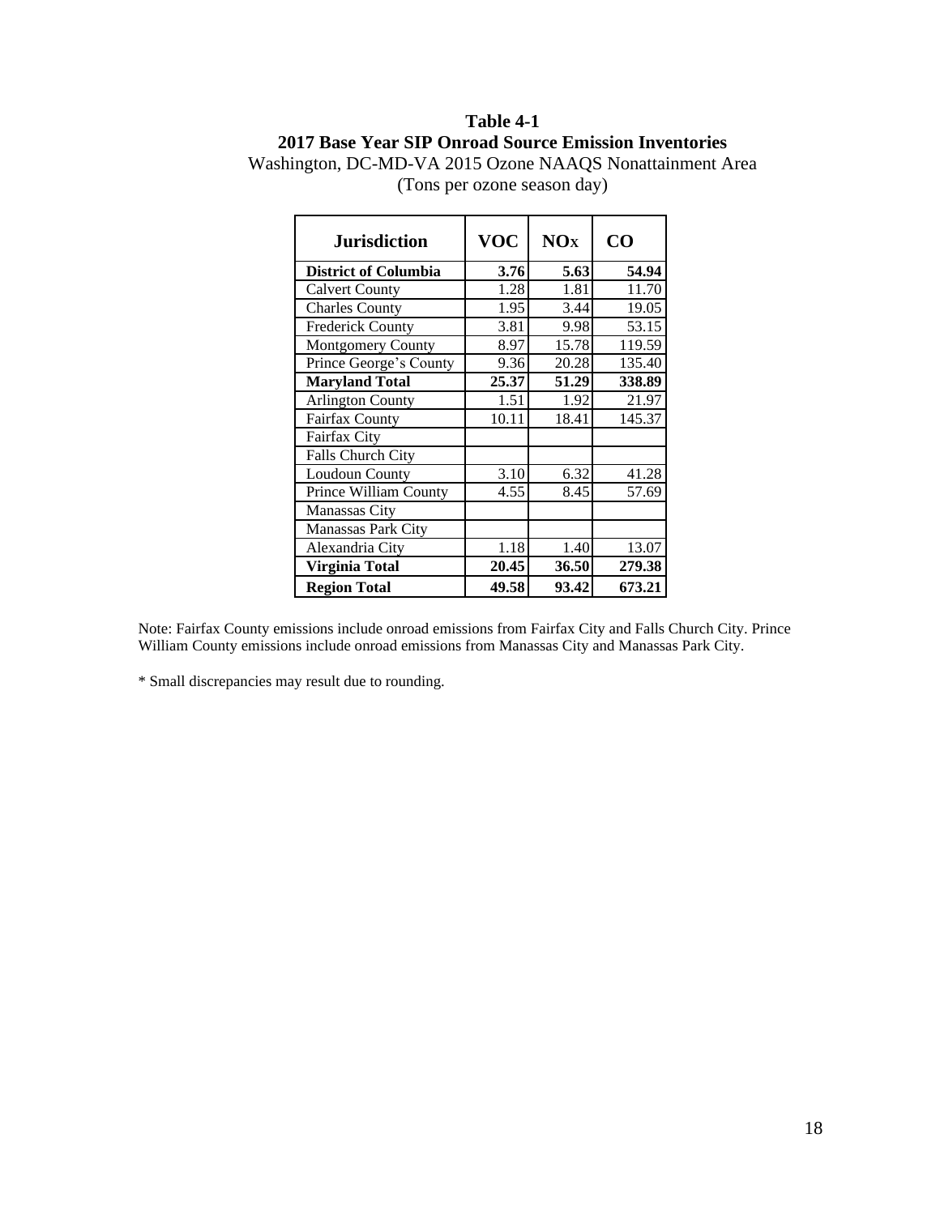**Table 4-1**

**2017 Base Year SIP Onroad Source Emission Inventories**

Washington, DC-MD-VA 2015 Ozone NAAQS Nonattainment Area

(Tons per ozone season day)

| Jurisdiction | VOC | $NO_X$ | CO |
|---|---|---|---|
| **District of Columbia** | **3.76** | **5.63** | **54.94** |
| Calvert County | 1.28 | 1.81 | 11.70 |
| Charles County | 1.95 | 3.44 | 19.05 |
| Frederick County | 3.81 | 9.98 | 53.15 |
| Montgomery County | 8.97 | 15.78 | 119.59 |
| Prince George's County | 9.36 | 20.28 | 135.40 |
| **Maryland Total** | **25.37** | **51.29** | **338.89** |
| Arlington County | 1.51 | 1.92 | 21.97 |
| Fairfax County | 10.11 | 18.41 | 145.37 |
| Fairfax City | | | |
| Falls Church City | | | |
| Loudoun County | 3.10 | 6.32 | 41.28 |
| Prince William County | 4.55 | 8.45 | 57.69 |
| Manassas City | | | |
| Manassas Park City | | | |
| Alexandria City | 1.18 | 1.40 | 13.07 |
| **Virginia Total** | **20.45** | **36.50** | **279.38** |
| **Region Total** | **49.58** | **93.42** | **673.21** |

Note: Fairfax County emissions include onroad emissions from Fairfax City and Falls Church City. Prince William County emissions include onroad emissions from Manassas City and Manassas Park City.

* Small discrepancies may result due to rounding.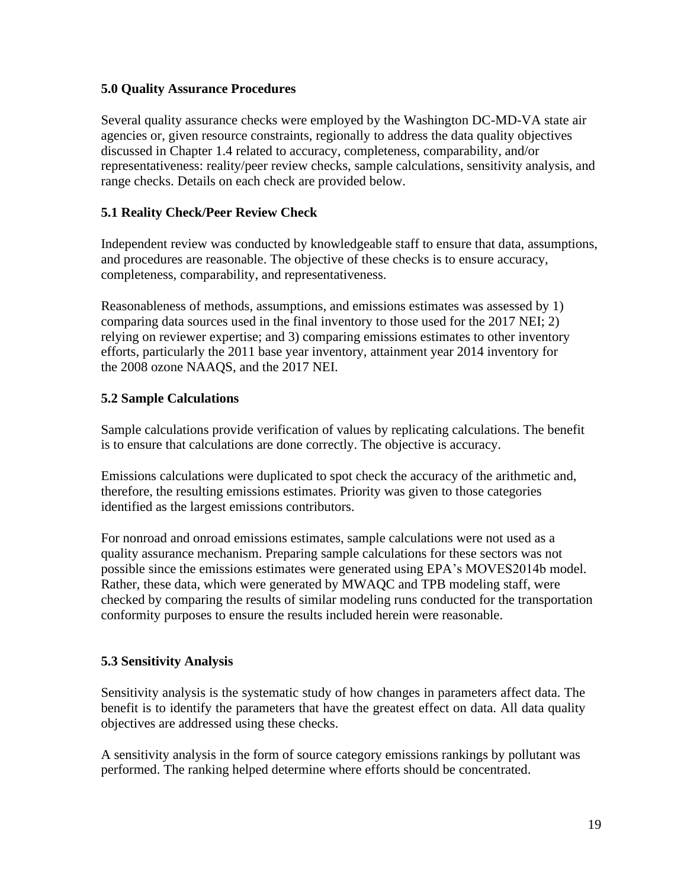## 5.0 Quality Assurance Procedures

Several quality assurance checks were employed by the Washington DC-MD-VA state air agencies or, given resource constraints, regionally to address the data quality objectives discussed in Chapter 1.4 related to accuracy, completeness, comparability, and/or representativeness: reality/peer review checks, sample calculations, sensitivity analysis, and range checks. Details on each check are provided below.

### 5.1 Reality Check/Peer Review Check

Independent review was conducted by knowledgeable staff to ensure that data, assumptions, and procedures are reasonable. The objective of these checks is to ensure accuracy, completeness, comparability, and representativeness.

Reasonableness of methods, assumptions, and emissions estimates was assessed by 1) comparing data sources used in the final inventory to those used for the 2017 NEI; 2) relying on reviewer expertise; and 3) comparing emissions estimates to other inventory efforts, particularly the 2011 base year inventory, attainment year 2014 inventory for the 2008 ozone NAAQS, and the 2017 NEI.

### 5.2 Sample Calculations

Sample calculations provide verification of values by replicating calculations. The benefit is to ensure that calculations are done correctly. The objective is accuracy.

Emissions calculations were duplicated to spot check the accuracy of the arithmetic and, therefore, the resulting emissions estimates. Priority was given to those categories identified as the largest emissions contributors.

For nonroad and onroad emissions estimates, sample calculations were not used as a quality assurance mechanism. Preparing sample calculations for these sectors was not possible since the emissions estimates were generated using EPA's MOVES2014b model. Rather, these data, which were generated by MWAQC and TPB modeling staff, were checked by comparing the results of similar modeling runs conducted for the transportation conformity purposes to ensure the results included herein were reasonable.

### 5.3 Sensitivity Analysis

Sensitivity analysis is the systematic study of how changes in parameters affect data. The benefit is to identify the parameters that have the greatest effect on data. All data quality objectives are addressed using these checks.

A sensitivity analysis in the form of source category emissions rankings by pollutant was performed. The ranking helped determine where efforts should be concentrated.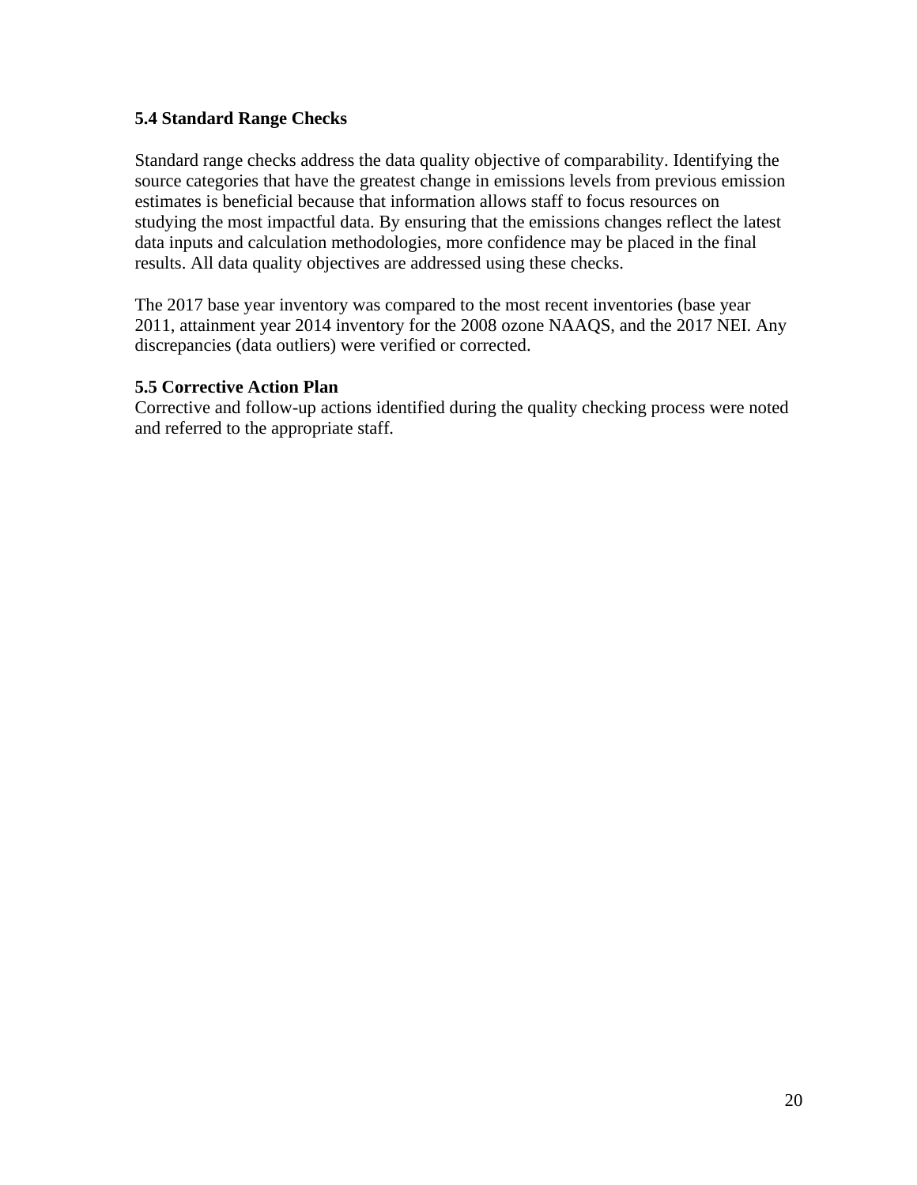### 5.4 Standard Range Checks

Standard range checks address the data quality objective of comparability. Identifying the source categories that have the greatest change in emissions levels from previous emission estimates is beneficial because that information allows staff to focus resources on studying the most impactful data. By ensuring that the emissions changes reflect the latest data inputs and calculation methodologies, more confidence may be placed in the final results. All data quality objectives are addressed using these checks.

The 2017 base year inventory was compared to the most recent inventories (base year 2011, attainment year 2014 inventory for the 2008 ozone NAAQS, and the 2017 NEI. Any discrepancies (data outliers) were verified or corrected.

### 5.5 Corrective Action Plan

Corrective and follow-up actions identified during the quality checking process were noted and referred to the appropriate staff.